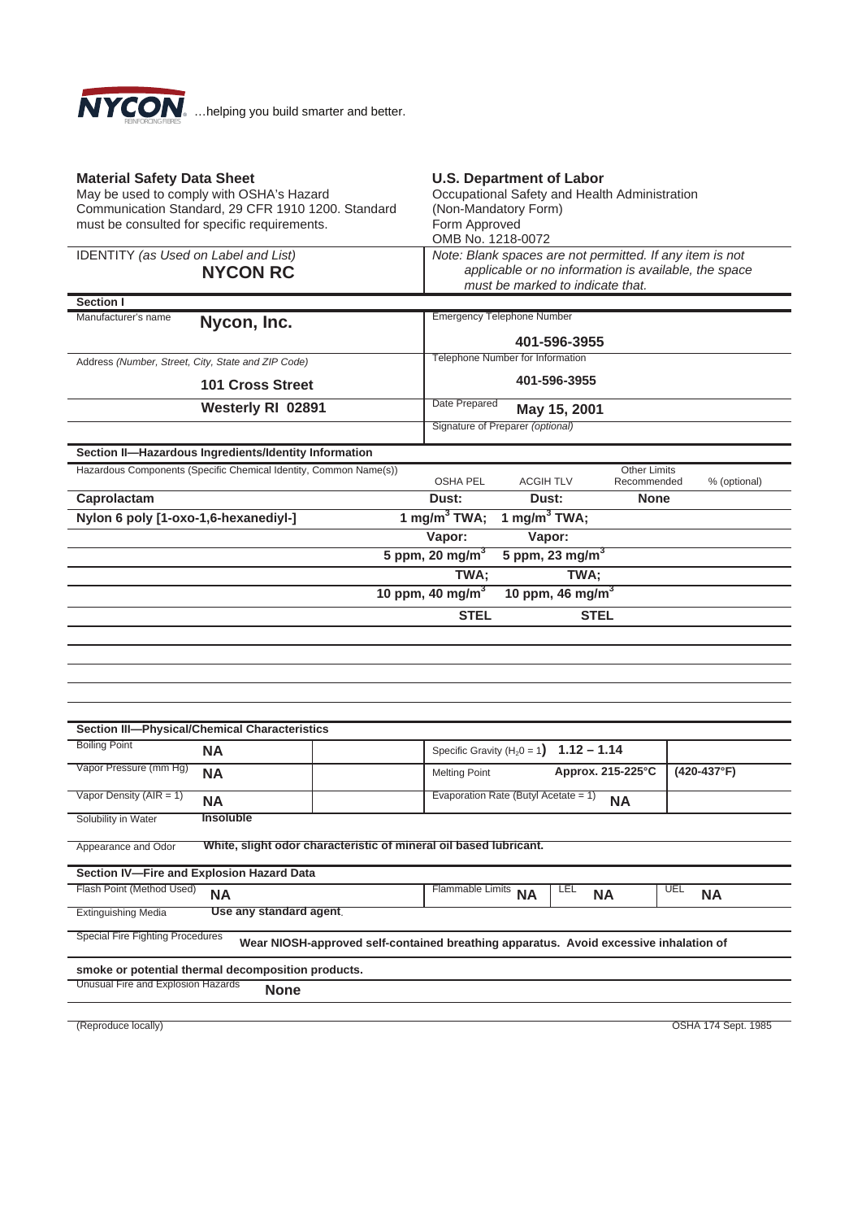**NYCON** …helping you build smarter and better.

**Material Safety Data Sheet**
May be used to comply with OSHA's Hazard Communication Standard, 29 CFR 1910 1200. Standard must be consulted for specific requirements.

**U.S. Department of Labor**
Occupational Safety and Health Administration
(Non-Mandatory Form)
Form Approved
OMB No. 1218-0072

IDENTITY *(as Used on Label and List)*
**NYCON RC**

*Note: Blank spaces are not permitted. If any item is not applicable or no information is available, the space must be marked to indicate that.*

## Section I

| | |
|---|---|
| Manufacturer's name **Nycon, Inc.** | Emergency Telephone Number **401-596-3955** |
| Address *(Number, Street, City, State and ZIP Code)* **101 Cross Street** | Telephone Number for Information **401-596-3955** |
| **Westerly RI 02891** | Date Prepared **May 15, 2001** |
| | Signature of Preparer *(optional)* |

## Section II—Hazardous Ingredients/Identity Information

| Hazardous Components (Specific Chemical Identity, Common Name(s)) | OSHA PEL | ACGIH TLV | Other Limits Recommended | % (optional) |
|---|---|---|---|---|
| **Caprolactam** | **Dust:** | **Dust:** | **None** | |
| **Nylon 6 poly [1-oxo-1,6-hexanediyl-]** | **1 mg/m$^3$ TWA;** | **1 mg/m$^3$ TWA;** | | |
| | **Vapor:** | **Vapor:** | | |
| | **5 ppm, 20 mg/m$^3$** | **5 ppm, 23 mg/m$^3$** | | |
| | **TWA;** | **TWA;** | | |
| | **10 ppm, 40 mg/m$^3$** | **10 ppm, 46 mg/m$^3$** | | |
| | **STEL** | **STEL** | | |

## Section III—Physical/Chemical Characteristics

| | | | |
|---|---|---|---|
| Boiling Point | **NA** | Specific Gravity ($H_2O$ = 1) | **1.12 – 1.14** |
| Vapor Pressure (mm Hg) | **NA** | Melting Point | **Approx. 215-225°C (420-437°F)** |
| Vapor Density (AIR = 1) | **NA** | Evaporation Rate (Butyl Acetate = 1) | **NA** |
| Solubility in Water | **Insoluble** | | |

Appearance and Odor **White, slight odor characteristic of mineral oil based lubricant.**

## Section IV—Fire and Explosion Hazard Data

| | | | | | |
|---|---|---|---|---|---|
| Flash Point (Method Used) **NA** | Flammable Limits **NA** | LEL | **NA** | UEL | **NA** |

Extinguishing Media **Use any standard agent.**

Special Fire Fighting Procedures **Wear NIOSH-approved self-contained breathing apparatus. Avoid excessive inhalation of smoke or potential thermal decomposition products.**

Unusual Fire and Explosion Hazards **None**

(Reproduce locally) OSHA 174 Sept. 1985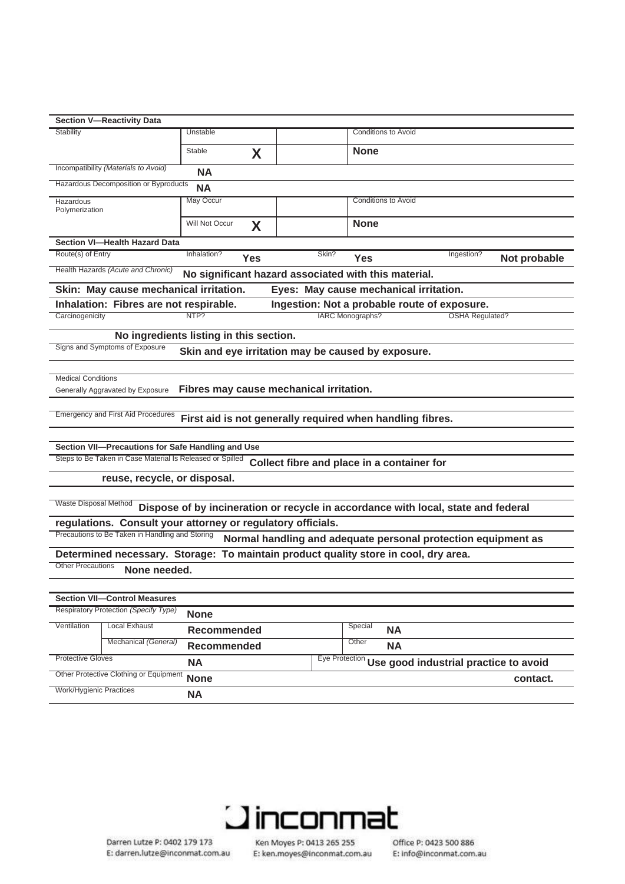## Section V—Reactivity Data

| | | | |
|---|---|---|---|
| Stability | Unstable | | Conditions to Avoid |
| | Stable **X** | | **None** |
| Incompatibility *(Materials to Avoid)* | **NA** | | |
| Hazardous Decomposition or Byproducts | **NA** | | |
| Hazardous Polymerization | May Occur | | Conditions to Avoid |
| | Will Not Occur **X** | | **None** |

## Section VI—Health Hazard Data

| | | | |
|---|---|---|---|
| Route(s) of Entry | Inhalation? **Yes** | Skin? **Yes** | Ingestion? **Not probable** |

Health Hazards *(Acute and Chronic)* **No significant hazard associated with this material.**

**Skin: May cause mechanical irritation.** **Eyes: May cause mechanical irritation.**

**Inhalation: Fibres are not respirable.** **Ingestion: Not a probable route of exposure.**

| | | | |
|---|---|---|---|
| Carcinogenicity | NTP? | IARC Monographs? | OSHA Regulated? |

**No ingredients listing in this section.**

Signs and Symptoms of Exposure **Skin and eye irritation may be caused by exposure.**

Medical Conditions Generally Aggravated by Exposure **Fibres may cause mechanical irritation.**

Emergency and First Aid Procedures **First aid is not generally required when handling fibres.**

## Section VII—Precautions for Safe Handling and Use

Steps to Be Taken in Case Material Is Released or Spilled **Collect fibre and place in a container for reuse, recycle, or disposal.**

Waste Disposal Method **Dispose of by incineration or recycle in accordance with local, state and federal regulations. Consult your attorney or regulatory officials.**

Precautions to Be Taken in Handling and Storing **Normal handling and adequate personal protection equipment as Determined necessary. Storage: To maintain product quality store in cool, dry area.**

Other Precautions **None needed.**

## Section VII—Control Measures

| | | | |
|---|---|---|---|
| Respiratory Protection *(Specify Type)* | **None** | | |
| Ventilation – Local Exhaust | **Recommended** | Special | **NA** |
| Ventilation – Mechanical *(General)* | **Recommended** | Other | **NA** |
| Protective Gloves | **NA** | Eye Protection | **Use good industrial practice to avoid contact.** |
| Other Protective Clothing or Equipment | **None** | | |
| Work/Hygienic Practices | **NA** | | |

inconmat

Darren Lutze P: 0402 179 173
E: darren.lutze@inconmat.com.au

Ken Moyes P: 0413 265 255
E: ken.moyes@inconmat.com.au

Office P: 0423 500 886
E: info@inconmat.com.au